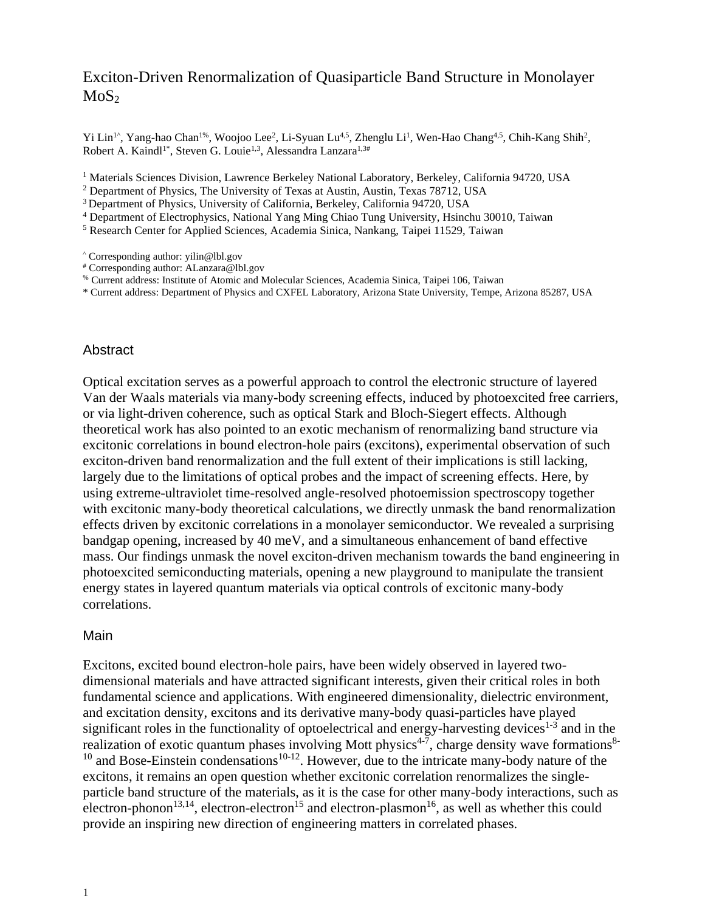# Exciton-Driven Renormalization of Quasiparticle Band Structure in Monolayer $MoS_2$

Yi Lin[1^], Yang-hao Chan[1%], Woojoo Lee[2], Li-Syuan Lu[4,5], Zhenglu Li[1], Wen-Hao Chang[4,5], Chih-Kang Shih[2], Robert A. Kaindl[1*], Steven G. Louie[1,3], Alessandra Lanzara[1,3#]

[1] Materials Sciences Division, Lawrence Berkeley National Laboratory, Berkeley, California 94720, USA
[2] Department of Physics, The University of Texas at Austin, Austin, Texas 78712, USA
[3] Department of Physics, University of California, Berkeley, California 94720, USA
[4] Department of Electrophysics, National Yang Ming Chiao Tung University, Hsinchu 30010, Taiwan
[5] Research Center for Applied Sciences, Academia Sinica, Nankang, Taipei 11529, Taiwan

[^] Corresponding author: yilin@lbl.gov
[#] Corresponding author: ALanzara@lbl.gov
[%] Current address: Institute of Atomic and Molecular Sciences, Academia Sinica, Taipei 106, Taiwan
* Current address: Department of Physics and CXFEL Laboratory, Arizona State University, Tempe, Arizona 85287, USA

## Abstract

Optical excitation serves as a powerful approach to control the electronic structure of layered Van der Waals materials via many-body screening effects, induced by photoexcited free carriers, or via light-driven coherence, such as optical Stark and Bloch-Siegert effects. Although theoretical work has also pointed to an exotic mechanism of renormalizing band structure via excitonic correlations in bound electron-hole pairs (excitons), experimental observation of such exciton-driven band renormalization and the full extent of their implications is still lacking, largely due to the limitations of optical probes and the impact of screening effects. Here, by using extreme-ultraviolet time-resolved angle-resolved photoemission spectroscopy together with excitonic many-body theoretical calculations, we directly unmask the band renormalization effects driven by excitonic correlations in a monolayer semiconductor. We revealed a surprising bandgap opening, increased by 40 meV, and a simultaneous enhancement of band effective mass. Our findings unmask the novel exciton-driven mechanism towards the band engineering in photoexcited semiconducting materials, opening a new playground to manipulate the transient energy states in layered quantum materials via optical controls of excitonic many-body correlations.

## Main

Excitons, excited bound electron-hole pairs, have been widely observed in layered two-dimensional materials and have attracted significant interests, given their critical roles in both fundamental science and applications. With engineered dimensionality, dielectric environment, and excitation density, excitons and its derivative many-body quasi-particles have played significant roles in the functionality of optoelectrical and energy-harvesting devices[1-3] and in the realization of exotic quantum phases involving Mott physics[4-7], charge density wave formations[8-10] and Bose-Einstein condensations[10-12]. However, due to the intricate many-body nature of the excitons, it remains an open question whether excitonic correlation renormalizes the single-particle band structure of the materials, as it is the case for other many-body interactions, such as electron-phonon[13,14], electron-electron[15] and electron-plasmon[16], as well as whether this could provide an inspiring new direction of engineering matters in correlated phases.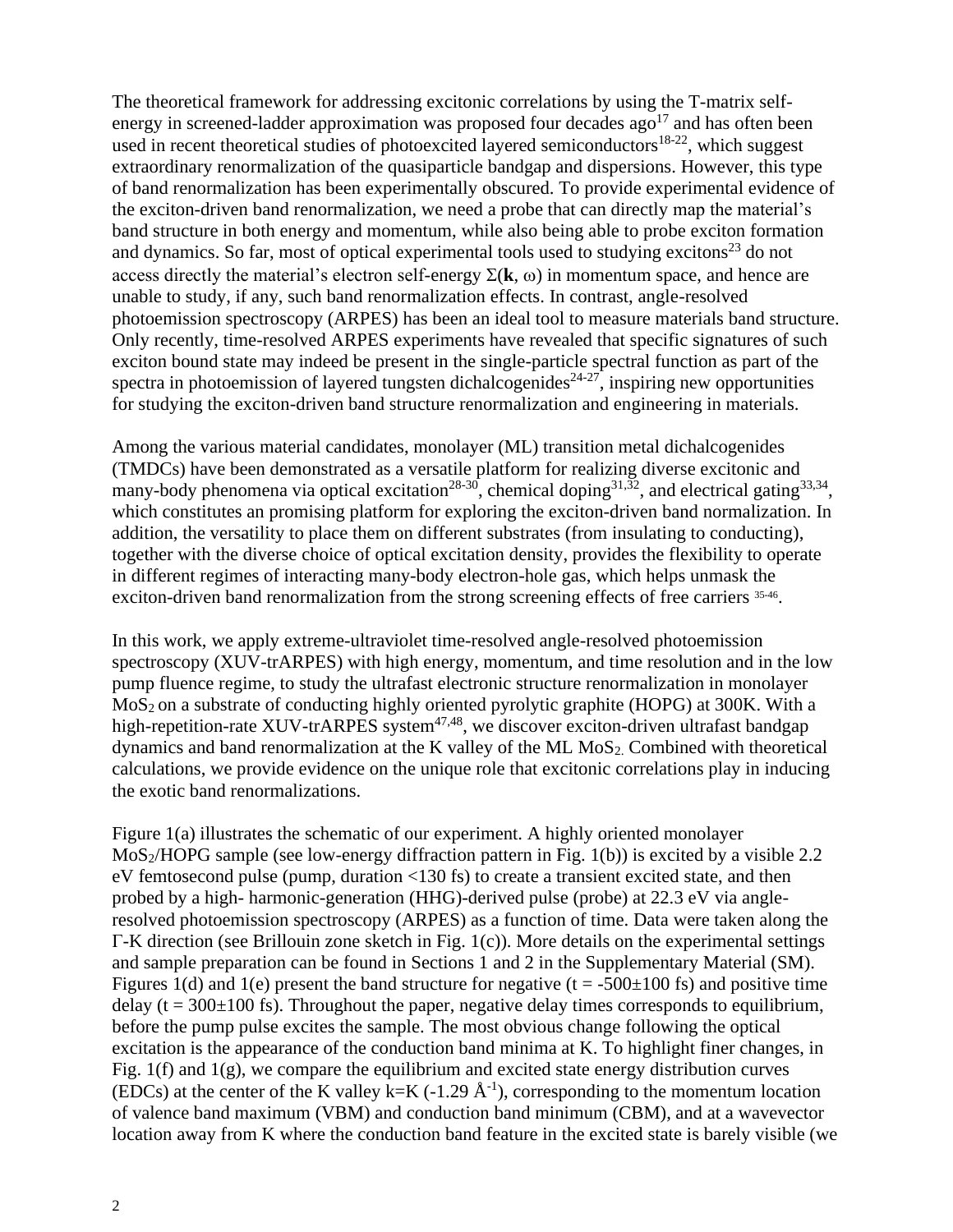The theoretical framework for addressing excitonic correlations by using the T-matrix self-energy in screened-ladder approximation was proposed four decades ago[17] and has often been used in recent theoretical studies of photoexcited layered semiconductors[18-22], which suggest extraordinary renormalization of the quasiparticle bandgap and dispersions. However, this type of band renormalization has been experimentally obscured. To provide experimental evidence of the exciton-driven band renormalization, we need a probe that can directly map the material's band structure in both energy and momentum, while also being able to probe exciton formation and dynamics. So far, most of optical experimental tools used to studying excitons[23] do not access directly the material's electron self-energy $\Sigma(\mathbf{k}, \omega)$ in momentum space, and hence are unable to study, if any, such band renormalization effects. In contrast, angle-resolved photoemission spectroscopy (ARPES) has been an ideal tool to measure materials band structure. Only recently, time-resolved ARPES experiments have revealed that specific signatures of such exciton bound state may indeed be present in the single-particle spectral function as part of the spectra in photoemission of layered tungsten dichalcogenides[24-27], inspiring new opportunities for studying the exciton-driven band structure renormalization and engineering in materials.

Among the various material candidates, monolayer (ML) transition metal dichalcogenides (TMDCs) have been demonstrated as a versatile platform for realizing diverse excitonic and many-body phenomena via optical excitation[28-30], chemical doping[31,32], and electrical gating[33,34], which constitutes an promising platform for exploring the exciton-driven band normalization. In addition, the versatility to place them on different substrates (from insulating to conducting), together with the diverse choice of optical excitation density, provides the flexibility to operate in different regimes of interacting many-body electron-hole gas, which helps unmask the exciton-driven band renormalization from the strong screening effects of free carriers [35-46].

In this work, we apply extreme-ultraviolet time-resolved angle-resolved photoemission spectroscopy (XUV-trARPES) with high energy, momentum, and time resolution and in the low pump fluence regime, to study the ultrafast electronic structure renormalization in monolayer $MoS_2$ on a substrate of conducting highly oriented pyrolytic graphite (HOPG) at 300K. With a high-repetition-rate XUV-trARPES system[47,48], we discover exciton-driven ultrafast bandgap dynamics and band renormalization at the K valley of the ML $MoS_2$. Combined with theoretical calculations, we provide evidence on the unique role that excitonic correlations play in inducing the exotic band renormalizations.

Figure 1(a) illustrates the schematic of our experiment. A highly oriented monolayer $MoS_2$/HOPG sample (see low-energy diffraction pattern in Fig. 1(b)) is excited by a visible 2.2 eV femtosecond pulse (pump, duration <130 fs) to create a transient excited state, and then probed by a high- harmonic-generation (HHG)-derived pulse (probe) at 22.3 eV via angle-resolved photoemission spectroscopy (ARPES) as a function of time. Data were taken along the Γ-K direction (see Brillouin zone sketch in Fig. 1(c)). More details on the experimental settings and sample preparation can be found in Sections 1 and 2 in the Supplementary Material (SM). Figures 1(d) and 1(e) present the band structure for negative ($t = -500\pm100$ fs) and positive time delay ($t = 300\pm100$ fs). Throughout the paper, negative delay times corresponds to equilibrium, before the pump pulse excites the sample. The most obvious change following the optical excitation is the appearance of the conduction band minima at K. To highlight finer changes, in Fig. 1(f) and 1(g), we compare the equilibrium and excited state energy distribution curves (EDCs) at the center of the K valley k=K (-1.29 Å$^{-1}$), corresponding to the momentum location of valence band maximum (VBM) and conduction band minimum (CBM), and at a wavevector location away from K where the conduction band feature in the excited state is barely visible (we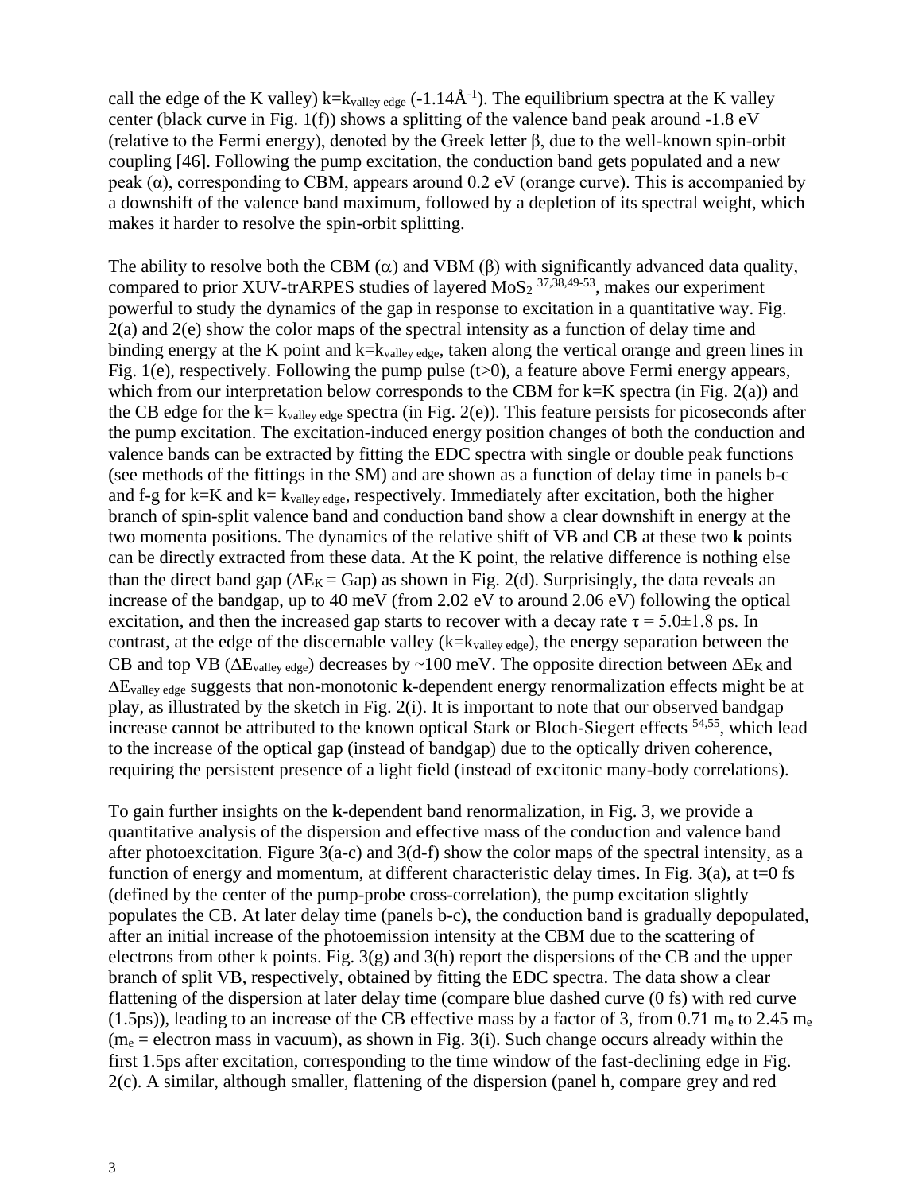call the edge of the K valley) $k=k_{valley\ edge}$ ($-1.14Å^{-1}$). The equilibrium spectra at the K valley center (black curve in Fig. 1(f)) shows a splitting of the valence band peak around -1.8 eV (relative to the Fermi energy), denoted by the Greek letter β, due to the well-known spin-orbit coupling [46]. Following the pump excitation, the conduction band gets populated and a new peak (α), corresponding to CBM, appears around 0.2 eV (orange curve). This is accompanied by a downshift of the valence band maximum, followed by a depletion of its spectral weight, which makes it harder to resolve the spin-orbit splitting.

The ability to resolve both the CBM (α) and VBM (β) with significantly advanced data quality, compared to prior XUV-trARPES studies of layered $MoS_2$ [37,38,49-53], makes our experiment powerful to study the dynamics of the gap in response to excitation in a quantitative way. Fig. 2(a) and 2(e) show the color maps of the spectral intensity as a function of delay time and binding energy at the K point and $k=k_{valley\ edge}$, taken along the vertical orange and green lines in Fig. 1(e), respectively. Following the pump pulse (t>0), a feature above Fermi energy appears, which from our interpretation below corresponds to the CBM for k=K spectra (in Fig. 2(a)) and the CB edge for the $k= k_{valley\ edge}$ spectra (in Fig. 2(e)). This feature persists for picoseconds after the pump excitation. The excitation-induced energy position changes of both the conduction and valence bands can be extracted by fitting the EDC spectra with single or double peak functions (see methods of the fittings in the SM) and are shown as a function of delay time in panels b-c and f-g for k=K and $k= k_{valley\ edge}$, respectively. Immediately after excitation, both the higher branch of spin-split valence band and conduction band show a clear downshift in energy at the two momenta positions. The dynamics of the relative shift of VB and CB at these two **k** points can be directly extracted from these data. At the K point, the relative difference is nothing else than the direct band gap ($\Delta E_K$ = Gap) as shown in Fig. 2(d). Surprisingly, the data reveals an increase of the bandgap, up to 40 meV (from 2.02 eV to around 2.06 eV) following the optical excitation, and then the increased gap starts to recover with a decay rate $\tau = 5.0\pm1.8$ ps. In contrast, at the edge of the discernable valley ($k=k_{valley\ edge}$), the energy separation between the CB and top VB ($\Delta E_{valley\ edge}$) decreases by ~100 meV. The opposite direction between $\Delta E_K$ and $\Delta E_{valley\ edge}$ suggests that non-monotonic **k**-dependent energy renormalization effects might be at play, as illustrated by the sketch in Fig. 2(i). It is important to note that our observed bandgap increase cannot be attributed to the known optical Stark or Bloch-Siegert effects [54,55], which lead to the increase of the optical gap (instead of bandgap) due to the optically driven coherence, requiring the persistent presence of a light field (instead of excitonic many-body correlations).

To gain further insights on the **k**-dependent band renormalization, in Fig. 3, we provide a quantitative analysis of the dispersion and effective mass of the conduction and valence band after photoexcitation. Figure 3(a-c) and 3(d-f) show the color maps of the spectral intensity, as a function of energy and momentum, at different characteristic delay times. In Fig. 3(a), at t=0 fs (defined by the center of the pump-probe cross-correlation), the pump excitation slightly populates the CB. At later delay time (panels b-c), the conduction band is gradually depopulated, after an initial increase of the photoemission intensity at the CBM due to the scattering of electrons from other k points. Fig. 3(g) and 3(h) report the dispersions of the CB and the upper branch of split VB, respectively, obtained by fitting the EDC spectra. The data show a clear flattening of the dispersion at later delay time (compare blue dashed curve (0 fs) with red curve (1.5ps)), leading to an increase of the CB effective mass by a factor of 3, from 0.71 $m_e$ to 2.45 $m_e$ ($m_e$ = electron mass in vacuum), as shown in Fig. 3(i). Such change occurs already within the first 1.5ps after excitation, corresponding to the time window of the fast-declining edge in Fig. 2(c). A similar, although smaller, flattening of the dispersion (panel h, compare grey and red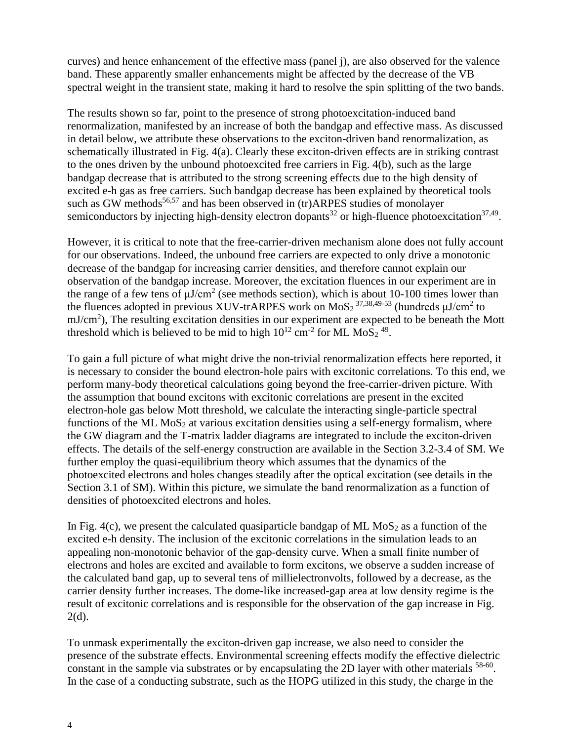curves) and hence enhancement of the effective mass (panel j), are also observed for the valence band. These apparently smaller enhancements might be affected by the decrease of the VB spectral weight in the transient state, making it hard to resolve the spin splitting of the two bands.

The results shown so far, point to the presence of strong photoexcitation-induced band renormalization, manifested by an increase of both the bandgap and effective mass. As discussed in detail below, we attribute these observations to the exciton-driven band renormalization, as schematically illustrated in Fig. 4(a). Clearly these exciton-driven effects are in striking contrast to the ones driven by the unbound photoexcited free carriers in Fig. 4(b), such as the large bandgap decrease that is attributed to the strong screening effects due to the high density of excited e-h gas as free carriers. Such bandgap decrease has been explained by theoretical tools such as GW methods[56,57] and has been observed in (tr)ARPES studies of monolayer semiconductors by injecting high-density electron dopants[32] or high-fluence photoexcitation[37,49].

However, it is critical to note that the free-carrier-driven mechanism alone does not fully account for our observations. Indeed, the unbound free carriers are expected to only drive a monotonic decrease of the bandgap for increasing carrier densities, and therefore cannot explain our observation of the bandgap increase. Moreover, the excitation fluences in our experiment are in the range of a few tens of $\mu$J/cm$^2$ (see methods section), which is about 10-100 times lower than the fluences adopted in previous XUV-trARPES work on $MoS_2$ [37,38,49-53] (hundreds $\mu$J/cm$^2$ to mJ/cm$^2$), The resulting excitation densities in our experiment are expected to be beneath the Mott threshold which is believed to be mid to high $10^{12}$ cm$^{-2}$ for ML $MoS_2$ [49].

To gain a full picture of what might drive the non-trivial renormalization effects here reported, it is necessary to consider the bound electron-hole pairs with excitonic correlations. To this end, we perform many-body theoretical calculations going beyond the free-carrier-driven picture. With the assumption that bound excitons with excitonic correlations are present in the excited electron-hole gas below Mott threshold, we calculate the interacting single-particle spectral functions of the ML $MoS_2$ at various excitation densities using a self-energy formalism, where the GW diagram and the T-matrix ladder diagrams are integrated to include the exciton-driven effects. The details of the self-energy construction are available in the Section 3.2-3.4 of SM. We further employ the quasi-equilibrium theory which assumes that the dynamics of the photoexcited electrons and holes changes steadily after the optical excitation (see details in the Section 3.1 of SM). Within this picture, we simulate the band renormalization as a function of densities of photoexcited electrons and holes.

In Fig. 4(c), we present the calculated quasiparticle bandgap of ML $MoS_2$ as a function of the excited e-h density. The inclusion of the excitonic correlations in the simulation leads to an appealing non-monotonic behavior of the gap-density curve. When a small finite number of electrons and holes are excited and available to form excitons, we observe a sudden increase of the calculated band gap, up to several tens of millielectronvolts, followed by a decrease, as the carrier density further increases. The dome-like increased-gap area at low density regime is the result of excitonic correlations and is responsible for the observation of the gap increase in Fig. 2(d).

To unmask experimentally the exciton-driven gap increase, we also need to consider the presence of the substrate effects. Environmental screening effects modify the effective dielectric constant in the sample via substrates or by encapsulating the 2D layer with other materials [58-60]. In the case of a conducting substrate, such as the HOPG utilized in this study, the charge in the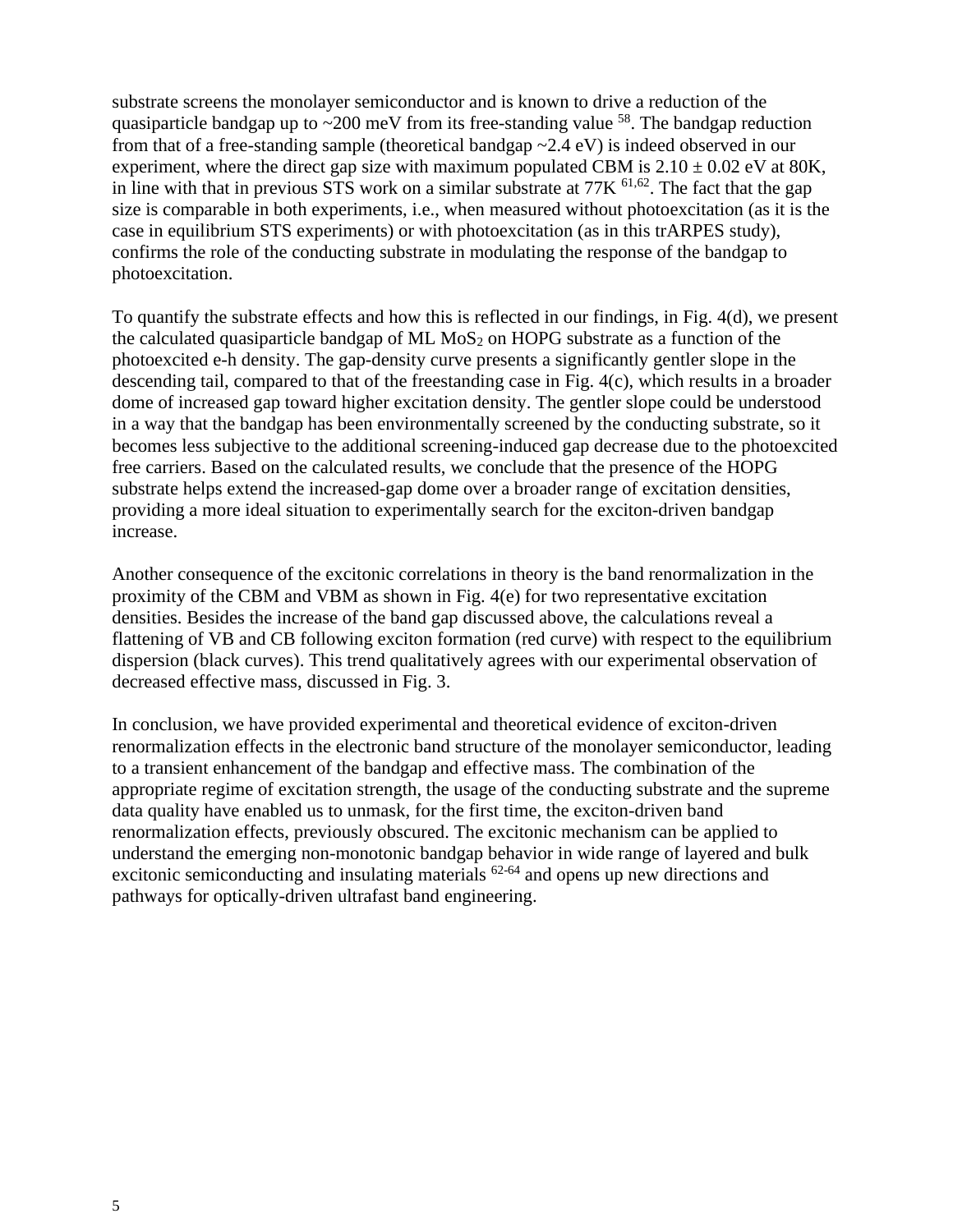substrate screens the monolayer semiconductor and is known to drive a reduction of the quasiparticle bandgap up to ~200 meV from its free-standing value [58]. The bandgap reduction from that of a free-standing sample (theoretical bandgap ~2.4 eV) is indeed observed in our experiment, where the direct gap size with maximum populated CBM is 2.10 ± 0.02 eV at 80K, in line with that in previous STS work on a similar substrate at 77K [61,62]. The fact that the gap size is comparable in both experiments, i.e., when measured without photoexcitation (as it is the case in equilibrium STS experiments) or with photoexcitation (as in this trARPES study), confirms the role of the conducting substrate in modulating the response of the bandgap to photoexcitation.

To quantify the substrate effects and how this is reflected in our findings, in Fig. 4(d), we present the calculated quasiparticle bandgap of ML $MoS_2$ on HOPG substrate as a function of the photoexcited e-h density. The gap-density curve presents a significantly gentler slope in the descending tail, compared to that of the freestanding case in Fig. 4(c), which results in a broader dome of increased gap toward higher excitation density. The gentler slope could be understood in a way that the bandgap has been environmentally screened by the conducting substrate, so it becomes less subjective to the additional screening-induced gap decrease due to the photoexcited free carriers. Based on the calculated results, we conclude that the presence of the HOPG substrate helps extend the increased-gap dome over a broader range of excitation densities, providing a more ideal situation to experimentally search for the exciton-driven bandgap increase.

Another consequence of the excitonic correlations in theory is the band renormalization in the proximity of the CBM and VBM as shown in Fig. 4(e) for two representative excitation densities. Besides the increase of the band gap discussed above, the calculations reveal a flattening of VB and CB following exciton formation (red curve) with respect to the equilibrium dispersion (black curves). This trend qualitatively agrees with our experimental observation of decreased effective mass, discussed in Fig. 3.

In conclusion, we have provided experimental and theoretical evidence of exciton-driven renormalization effects in the electronic band structure of the monolayer semiconductor, leading to a transient enhancement of the bandgap and effective mass. The combination of the appropriate regime of excitation strength, the usage of the conducting substrate and the supreme data quality have enabled us to unmask, for the first time, the exciton-driven band renormalization effects, previously obscured. The excitonic mechanism can be applied to understand the emerging non-monotonic bandgap behavior in wide range of layered and bulk excitonic semiconducting and insulating materials [62-64] and opens up new directions and pathways for optically-driven ultrafast band engineering.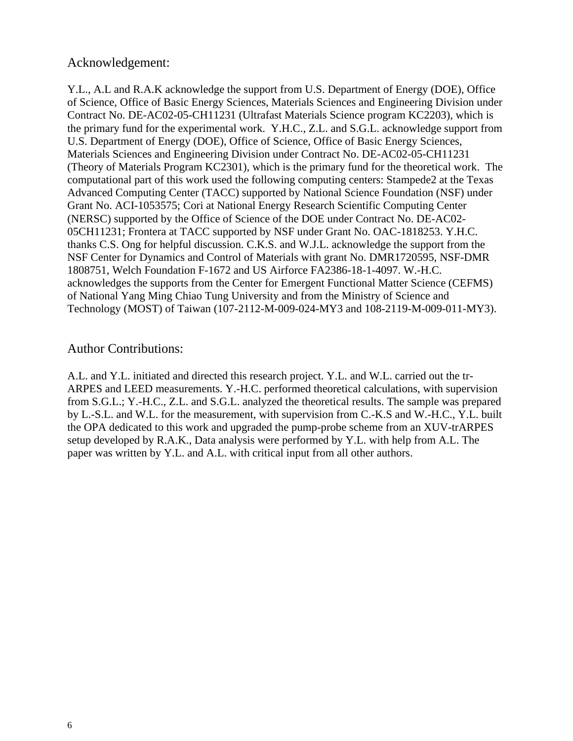## Acknowledgement:

Y.L., A.L and R.A.K acknowledge the support from U.S. Department of Energy (DOE), Office of Science, Office of Basic Energy Sciences, Materials Sciences and Engineering Division under Contract No. DE-AC02-05-CH11231 (Ultrafast Materials Science program KC2203), which is the primary fund for the experimental work. Y.H.C., Z.L. and S.G.L. acknowledge support from U.S. Department of Energy (DOE), Office of Science, Office of Basic Energy Sciences, Materials Sciences and Engineering Division under Contract No. DE-AC02-05-CH11231 (Theory of Materials Program KC2301), which is the primary fund for the theoretical work. The computational part of this work used the following computing centers: Stampede2 at the Texas Advanced Computing Center (TACC) supported by National Science Foundation (NSF) under Grant No. ACI-1053575; Cori at National Energy Research Scientific Computing Center (NERSC) supported by the Office of Science of the DOE under Contract No. DE-AC02-05CH11231; Frontera at TACC supported by NSF under Grant No. OAC-1818253. Y.H.C. thanks C.S. Ong for helpful discussion. C.K.S. and W.J.L. acknowledge the support from the NSF Center for Dynamics and Control of Materials with grant No. DMR1720595, NSF-DMR 1808751, Welch Foundation F-1672 and US Airforce FA2386-18-1-4097. W.-H.C. acknowledges the supports from the Center for Emergent Functional Matter Science (CEFMS) of National Yang Ming Chiao Tung University and from the Ministry of Science and Technology (MOST) of Taiwan (107-2112-M-009-024-MY3 and 108-2119-M-009-011-MY3).

## Author Contributions:

A.L. and Y.L. initiated and directed this research project. Y.L. and W.L. carried out the tr-ARPES and LEED measurements. Y.-H.C. performed theoretical calculations, with supervision from S.G.L.; Y.-H.C., Z.L. and S.G.L. analyzed the theoretical results. The sample was prepared by L.-S.L. and W.L. for the measurement, with supervision from C.-K.S and W.-H.C., Y.L. built the OPA dedicated to this work and upgraded the pump-probe scheme from an XUV-trARPES setup developed by R.A.K., Data analysis were performed by Y.L. with help from A.L. The paper was written by Y.L. and A.L. with critical input from all other authors.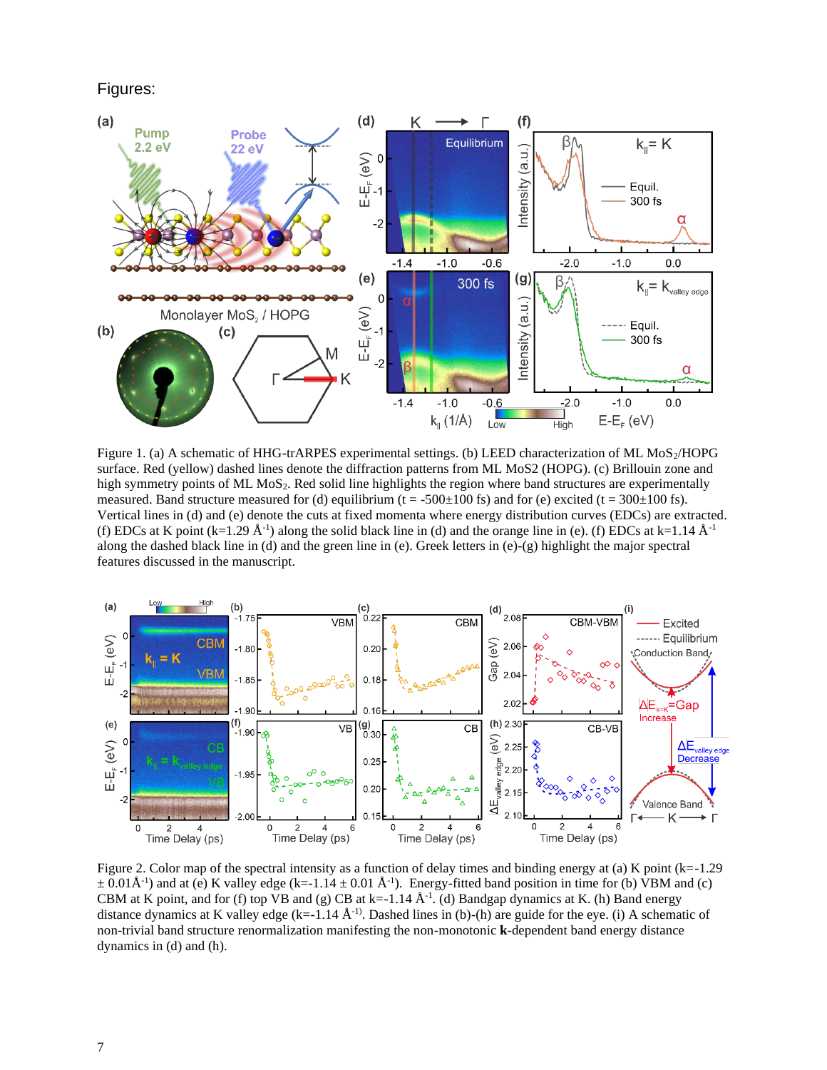Figures:

Figure 1. (a) A schematic of HHG-trARPES experimental settings. (b) LEED characterization of ML $MoS_2$/HOPG surface. Red (yellow) dashed lines denote the diffraction patterns from ML MoS2 (HOPG). (c) Brillouin zone and high symmetry points of ML $MoS_2$. Red solid line highlights the region where band structures are experimentally measured. Band structure measured for (d) equilibrium (t = -500±100 fs) and for (e) excited (t = 300±100 fs). Vertical lines in (d) and (e) denote the cuts at fixed momenta where energy distribution curves (EDCs) are extracted. (f) EDCs at K point (k=1.29 $\text{Å}^{-1}$) along the solid black line in (d) and the orange line in (e). (f) EDCs at k=1.14 $\text{Å}^{-1}$ along the dashed black line in (d) and the green line in (e). Greek letters in (e)-(g) highlight the major spectral features discussed in the manuscript.

Figure 2. Color map of the spectral intensity as a function of delay times and binding energy at (a) K point (k=-1.29 ± 0.01$\text{Å}^{-1}$) and at (e) K valley edge (k=-1.14 ± 0.01 $\text{Å}^{-1}$). Energy-fitted band position in time for (b) VBM and (c) CBM at K point, and for (f) top VB and (g) CB at k=-1.14 $\text{Å}^{-1}$. (d) Bandgap dynamics at K. (h) Band energy distance dynamics at K valley edge (k=-1.14 $\text{Å}^{-1}$). Dashed lines in (b)-(h) are guide for the eye. (i) A schematic of non-trivial band structure renormalization manifesting the non-monotonic **k**-dependent band energy distance dynamics in (d) and (h).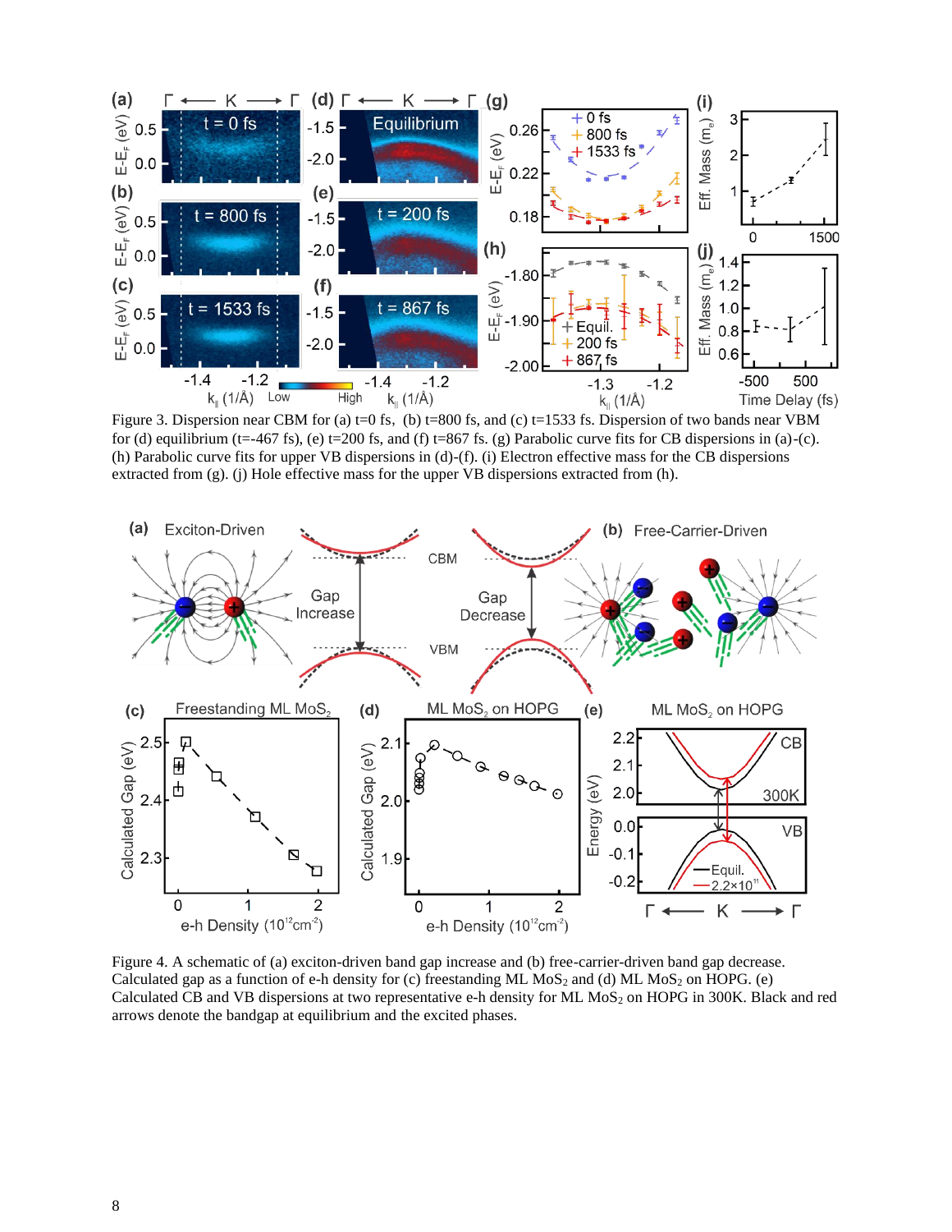Figure 3. Dispersion near CBM for (a) t=0 fs, (b) t=800 fs, and (c) t=1533 fs. Dispersion of two bands near VBM for (d) equilibrium (t=-467 fs), (e) t=200 fs, and (f) t=867 fs. (g) Parabolic curve fits for CB dispersions in (a)-(c). (h) Parabolic curve fits for upper VB dispersions in (d)-(f). (i) Electron effective mass for the CB dispersions extracted from (g). (j) Hole effective mass for the upper VB dispersions extracted from (h).

Figure 4. A schematic of (a) exciton-driven band gap increase and (b) free-carrier-driven band gap decrease. Calculated gap as a function of e-h density for (c) freestanding ML $MoS_2$ and (d) ML $MoS_2$ on HOPG. (e) Calculated CB and VB dispersions at two representative e-h density for ML $MoS_2$ on HOPG in 300K. Black and red arrows denote the bandgap at equilibrium and the excited phases.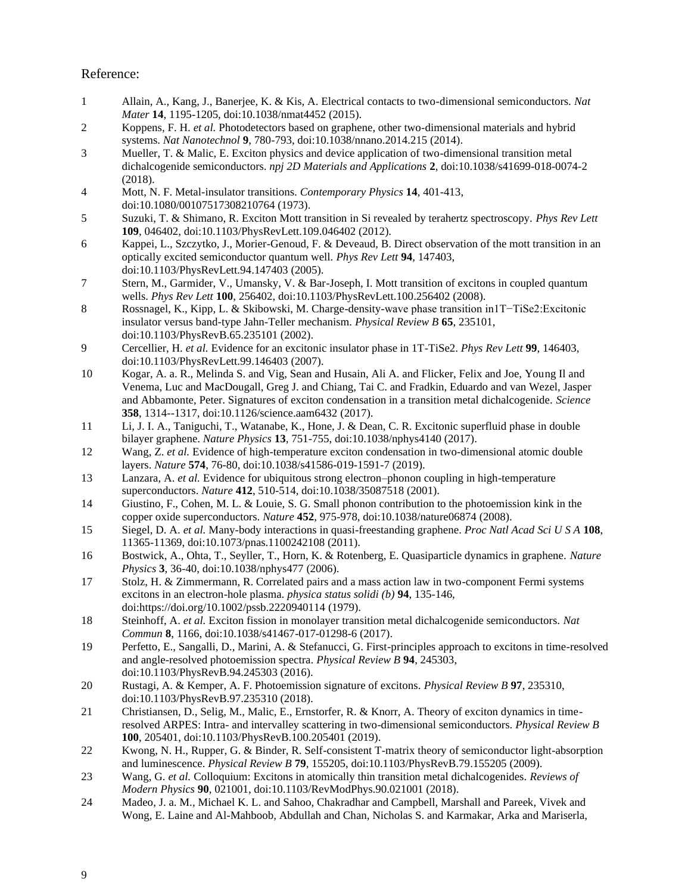Reference:

1. Allain, A., Kang, J., Banerjee, K. & Kis, A. Electrical contacts to two-dimensional semiconductors. *Nat Mater* **14**, 1195-1205, doi:10.1038/nmat4452 (2015).
2. Koppens, F. H. *et al.* Photodetectors based on graphene, other two-dimensional materials and hybrid systems. *Nat Nanotechnol* **9**, 780-793, doi:10.1038/nnano.2014.215 (2014).
3. Mueller, T. & Malic, E. Exciton physics and device application of two-dimensional transition metal dichalcogenide semiconductors. *npj 2D Materials and Applications* **2**, doi:10.1038/s41699-018-0074-2 (2018).
4. Mott, N. F. Metal-insulator transitions. *Contemporary Physics* **14**, 401-413, doi:10.1080/00107517308210764 (1973).
5. Suzuki, T. & Shimano, R. Exciton Mott transition in Si revealed by terahertz spectroscopy. *Phys Rev Lett* **109**, 046402, doi:10.1103/PhysRevLett.109.046402 (2012).
6. Kappei, L., Szczytko, J., Morier-Genoud, F. & Deveaud, B. Direct observation of the mott transition in an optically excited semiconductor quantum well. *Phys Rev Lett* **94**, 147403, doi:10.1103/PhysRevLett.94.147403 (2005).
7. Stern, M., Garmider, V., Umansky, V. & Bar-Joseph, I. Mott transition of excitons in coupled quantum wells. *Phys Rev Lett* **100**, 256402, doi:10.1103/PhysRevLett.100.256402 (2008).
8. Rossnagel, K., Kipp, L. & Skibowski, M. Charge-density-wave phase transition in1T−TiSe2:Excitonic insulator versus band-type Jahn-Teller mechanism. *Physical Review B* **65**, 235101, doi:10.1103/PhysRevB.65.235101 (2002).
9. Cercellier, H. *et al.* Evidence for an excitonic insulator phase in 1T-TiSe2. *Phys Rev Lett* **99**, 146403, doi:10.1103/PhysRevLett.99.146403 (2007).
10. Kogar, A. a. R., Melinda S. and Vig, Sean and Husain, Ali A. and Flicker, Felix and Joe, Young Il and Venema, Luc and MacDougall, Greg J. and Chiang, Tai C. and Fradkin, Eduardo and van Wezel, Jasper and Abbamonte, Peter. Signatures of exciton condensation in a transition metal dichalcogenide. *Science* **358**, 1314--1317, doi:10.1126/science.aam6432 (2017).
11. Li, J. I. A., Taniguchi, T., Watanabe, K., Hone, J. & Dean, C. R. Excitonic superfluid phase in double bilayer graphene. *Nature Physics* **13**, 751-755, doi:10.1038/nphys4140 (2017).
12. Wang, Z. *et al.* Evidence of high-temperature exciton condensation in two-dimensional atomic double layers. *Nature* **574**, 76-80, doi:10.1038/s41586-019-1591-7 (2019).
13. Lanzara, A. *et al.* Evidence for ubiquitous strong electron–phonon coupling in high-temperature superconductors. *Nature* **412**, 510-514, doi:10.1038/35087518 (2001).
14. Giustino, F., Cohen, M. L. & Louie, S. G. Small phonon contribution to the photoemission kink in the copper oxide superconductors. *Nature* **452**, 975-978, doi:10.1038/nature06874 (2008).
15. Siegel, D. A. *et al.* Many-body interactions in quasi-freestanding graphene. *Proc Natl Acad Sci U S A* **108**, 11365-11369, doi:10.1073/pnas.1100242108 (2011).
16. Bostwick, A., Ohta, T., Seyller, T., Horn, K. & Rotenberg, E. Quasiparticle dynamics in graphene. *Nature Physics* **3**, 36-40, doi:10.1038/nphys477 (2006).
17. Stolz, H. & Zimmermann, R. Correlated pairs and a mass action law in two-component Fermi systems excitons in an electron-hole plasma. *physica status solidi (b)* **94**, 135-146, doi:https://doi.org/10.1002/pssb.2220940114 (1979).
18. Steinhoff, A. *et al.* Exciton fission in monolayer transition metal dichalcogenide semiconductors. *Nat Commun* **8**, 1166, doi:10.1038/s41467-017-01298-6 (2017).
19. Perfetto, E., Sangalli, D., Marini, A. & Stefanucci, G. First-principles approach to excitons in time-resolved and angle-resolved photoemission spectra. *Physical Review B* **94**, 245303, doi:10.1103/PhysRevB.94.245303 (2016).
20. Rustagi, A. & Kemper, A. F. Photoemission signature of excitons. *Physical Review B* **97**, 235310, doi:10.1103/PhysRevB.97.235310 (2018).
21. Christiansen, D., Selig, M., Malic, E., Ernstorfer, R. & Knorr, A. Theory of exciton dynamics in time-resolved ARPES: Intra- and intervalley scattering in two-dimensional semiconductors. *Physical Review B* **100**, 205401, doi:10.1103/PhysRevB.100.205401 (2019).
22. Kwong, N. H., Rupper, G. & Binder, R. Self-consistent T-matrix theory of semiconductor light-absorption and luminescence. *Physical Review B* **79**, 155205, doi:10.1103/PhysRevB.79.155205 (2009).
23. Wang, G. *et al.* Colloquium: Excitons in atomically thin transition metal dichalcogenides. *Reviews of Modern Physics* **90**, 021001, doi:10.1103/RevModPhys.90.021001 (2018).
24. Madeo, J. a. M., Michael K. L. and Sahoo, Chakradhar and Campbell, Marshall and Pareek, Vivek and Wong, E. Laine and Al-Mahboob, Abdullah and Chan, Nicholas S. and Karmakar, Arka and Mariserla,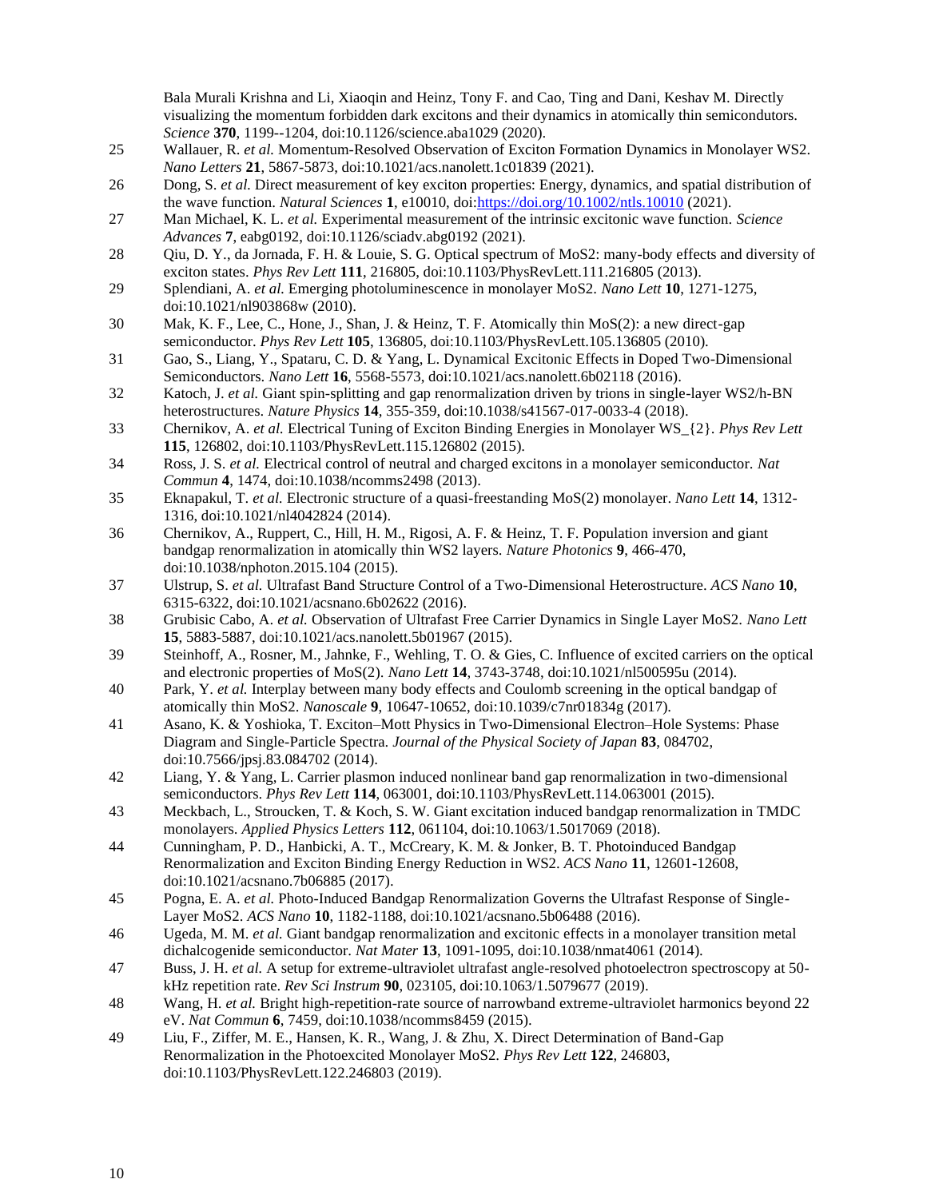Bala Murali Krishna and Li, Xiaoqin and Heinz, Tony F. and Cao, Ting and Dani, Keshav M. Directly visualizing the momentum forbidden dark excitons and their dynamics in atomically thin semiconductors. *Science* **370**, 1199--1204, doi:10.1126/science.aba1029 (2020).

25 Wallauer, R. *et al.* Momentum-Resolved Observation of Exciton Formation Dynamics in Monolayer WS2. *Nano Letters* **21**, 5867-5873, doi:10.1021/acs.nanolett.1c01839 (2021).

26 Dong, S. *et al.* Direct measurement of key exciton properties: Energy, dynamics, and spatial distribution of the wave function. *Natural Sciences* **1**, e10010, doi:https://doi.org/10.1002/ntls.10010 (2021).

27 Man Michael, K. L. *et al.* Experimental measurement of the intrinsic excitonic wave function. *Science Advances* **7**, eabg0192, doi:10.1126/sciadv.abg0192 (2021).

28 Qiu, D. Y., da Jornada, F. H. & Louie, S. G. Optical spectrum of MoS2: many-body effects and diversity of exciton states. *Phys Rev Lett* **111**, 216805, doi:10.1103/PhysRevLett.111.216805 (2013).

29 Splendiani, A. *et al.* Emerging photoluminescence in monolayer MoS2. *Nano Lett* **10**, 1271-1275, doi:10.1021/nl903868w (2010).

30 Mak, K. F., Lee, C., Hone, J., Shan, J. & Heinz, T. F. Atomically thin MoS(2): a new direct-gap semiconductor. *Phys Rev Lett* **105**, 136805, doi:10.1103/PhysRevLett.105.136805 (2010).

31 Gao, S., Liang, Y., Spataru, C. D. & Yang, L. Dynamical Excitonic Effects in Doped Two-Dimensional Semiconductors. *Nano Lett* **16**, 5568-5573, doi:10.1021/acs.nanolett.6b02118 (2016).

32 Katoch, J. *et al.* Giant spin-splitting and gap renormalization driven by trions in single-layer WS2/h-BN heterostructures. *Nature Physics* **14**, 355-359, doi:10.1038/s41567-017-0033-4 (2018).

33 Chernikov, A. *et al.* Electrical Tuning of Exciton Binding Energies in Monolayer WS_{2}. *Phys Rev Lett* **115**, 126802, doi:10.1103/PhysRevLett.115.126802 (2015).

34 Ross, J. S. *et al.* Electrical control of neutral and charged excitons in a monolayer semiconductor. *Nat Commun* **4**, 1474, doi:10.1038/ncomms2498 (2013).

35 Eknapakul, T. *et al.* Electronic structure of a quasi-freestanding MoS(2) monolayer. *Nano Lett* **14**, 1312-1316, doi:10.1021/nl4042824 (2014).

36 Chernikov, A., Ruppert, C., Hill, H. M., Rigosi, A. F. & Heinz, T. F. Population inversion and giant bandgap renormalization in atomically thin WS2 layers. *Nature Photonics* **9**, 466-470, doi:10.1038/nphoton.2015.104 (2015).

37 Ulstrup, S. *et al.* Ultrafast Band Structure Control of a Two-Dimensional Heterostructure. *ACS Nano* **10**, 6315-6322, doi:10.1021/acsnano.6b02622 (2016).

38 Grubisic Cabo, A. *et al.* Observation of Ultrafast Free Carrier Dynamics in Single Layer MoS2. *Nano Lett* **15**, 5883-5887, doi:10.1021/acs.nanolett.5b01967 (2015).

39 Steinhoff, A., Rosner, M., Jahnke, F., Wehling, T. O. & Gies, C. Influence of excited carriers on the optical and electronic properties of MoS(2). *Nano Lett* **14**, 3743-3748, doi:10.1021/nl500595u (2014).

40 Park, Y. *et al.* Interplay between many body effects and Coulomb screening in the optical bandgap of atomically thin MoS2. *Nanoscale* **9**, 10647-10652, doi:10.1039/c7nr01834g (2017).

41 Asano, K. & Yoshioka, T. Exciton–Mott Physics in Two-Dimensional Electron–Hole Systems: Phase Diagram and Single-Particle Spectra. *Journal of the Physical Society of Japan* **83**, 084702, doi:10.7566/jpsj.83.084702 (2014).

42 Liang, Y. & Yang, L. Carrier plasmon induced nonlinear band gap renormalization in two-dimensional semiconductors. *Phys Rev Lett* **114**, 063001, doi:10.1103/PhysRevLett.114.063001 (2015).

43 Meckbach, L., Stroucken, T. & Koch, S. W. Giant excitation induced bandgap renormalization in TMDC monolayers. *Applied Physics Letters* **112**, 061104, doi:10.1063/1.5017069 (2018).

44 Cunningham, P. D., Hanbicki, A. T., McCreary, K. M. & Jonker, B. T. Photoinduced Bandgap Renormalization and Exciton Binding Energy Reduction in WS2. *ACS Nano* **11**, 12601-12608, doi:10.1021/acsnano.7b06885 (2017).

45 Pogna, E. A. *et al.* Photo-Induced Bandgap Renormalization Governs the Ultrafast Response of Single-Layer MoS2. *ACS Nano* **10**, 1182-1188, doi:10.1021/acsnano.5b06488 (2016).

46 Ugeda, M. M. *et al.* Giant bandgap renormalization and excitonic effects in a monolayer transition metal dichalcogenide semiconductor. *Nat Mater* **13**, 1091-1095, doi:10.1038/nmat4061 (2014).

47 Buss, J. H. *et al.* A setup for extreme-ultraviolet ultrafast angle-resolved photoelectron spectroscopy at 50-kHz repetition rate. *Rev Sci Instrum* **90**, 023105, doi:10.1063/1.5079677 (2019).

48 Wang, H. *et al.* Bright high-repetition-rate source of narrowband extreme-ultraviolet harmonics beyond 22 eV. *Nat Commun* **6**, 7459, doi:10.1038/ncomms8459 (2015).

49 Liu, F., Ziffer, M. E., Hansen, K. R., Wang, J. & Zhu, X. Direct Determination of Band-Gap Renormalization in the Photoexcited Monolayer MoS2. *Phys Rev Lett* **122**, 246803, doi:10.1103/PhysRevLett.122.246803 (2019).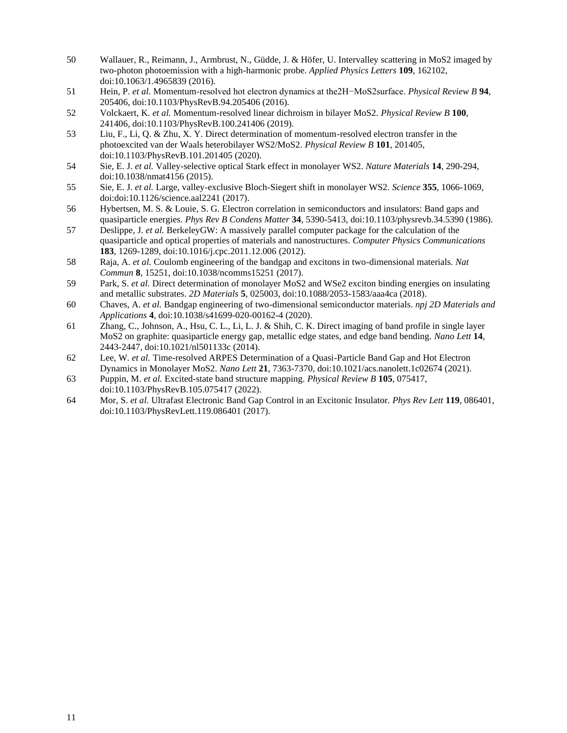50 Wallauer, R., Reimann, J., Armbrust, N., Güdde, J. & Höfer, U. Intervalley scattering in $MoS_2$ imaged by two-photon photoemission with a high-harmonic probe. *Applied Physics Letters* **109**, 162102, doi:10.1063/1.4965839 (2016).

51 Hein, P. *et al.* Momentum-resolved hot electron dynamics at the2H−MoS2surface. *Physical Review B* **94**, 205406, doi:10.1103/PhysRevB.94.205406 (2016).

52 Volckaert, K. *et al.* Momentum-resolved linear dichroism in bilayer $MoS_2$. *Physical Review B* **100**, 241406, doi:10.1103/PhysRevB.100.241406 (2019).

53 Liu, F., Li, Q. & Zhu, X. Y. Direct determination of momentum-resolved electron transfer in the photoexcited van der Waals heterobilayer $WS_2/MoS_2$. *Physical Review B* **101**, 201405, doi:10.1103/PhysRevB.101.201405 (2020).

54 Sie, E. J. *et al.* Valley-selective optical Stark effect in monolayer $WS_2$. *Nature Materials* **14**, 290-294, doi:10.1038/nmat4156 (2015).

55 Sie, E. J. *et al.* Large, valley-exclusive Bloch-Siegert shift in monolayer $WS_2$. *Science* **355**, 1066-1069, doi:doi:10.1126/science.aal2241 (2017).

56 Hybertsen, M. S. & Louie, S. G. Electron correlation in semiconductors and insulators: Band gaps and quasiparticle energies. *Phys Rev B Condens Matter* **34**, 5390-5413, doi:10.1103/physrevb.34.5390 (1986).

57 Deslippe, J. *et al.* BerkeleyGW: A massively parallel computer package for the calculation of the quasiparticle and optical properties of materials and nanostructures. *Computer Physics Communications* **183**, 1269-1289, doi:10.1016/j.cpc.2011.12.006 (2012).

58 Raja, A. *et al.* Coulomb engineering of the bandgap and excitons in two-dimensional materials. *Nat Commun* **8**, 15251, doi:10.1038/ncomms15251 (2017).

59 Park, S. *et al.* Direct determination of monolayer $MoS_2$ and $WSe_2$ exciton binding energies on insulating and metallic substrates. *2D Materials* **5**, 025003, doi:10.1088/2053-1583/aaa4ca (2018).

60 Chaves, A. *et al.* Bandgap engineering of two-dimensional semiconductor materials. *npj 2D Materials and Applications* **4**, doi:10.1038/s41699-020-00162-4 (2020).

61 Zhang, C., Johnson, A., Hsu, C. L., Li, L. J. & Shih, C. K. Direct imaging of band profile in single layer $MoS_2$ on graphite: quasiparticle energy gap, metallic edge states, and edge band bending. *Nano Lett* **14**, 2443-2447, doi:10.1021/nl501133c (2014).

62 Lee, W. *et al.* Time-resolved ARPES Determination of a Quasi-Particle Band Gap and Hot Electron Dynamics in Monolayer $MoS_2$. *Nano Lett* **21**, 7363-7370, doi:10.1021/acs.nanolett.1c02674 (2021).

63 Puppin, M. *et al.* Excited-state band structure mapping. *Physical Review B* **105**, 075417, doi:10.1103/PhysRevB.105.075417 (2022).

64 Mor, S. *et al.* Ultrafast Electronic Band Gap Control in an Excitonic Insulator. *Phys Rev Lett* **119**, 086401, doi:10.1103/PhysRevLett.119.086401 (2017).